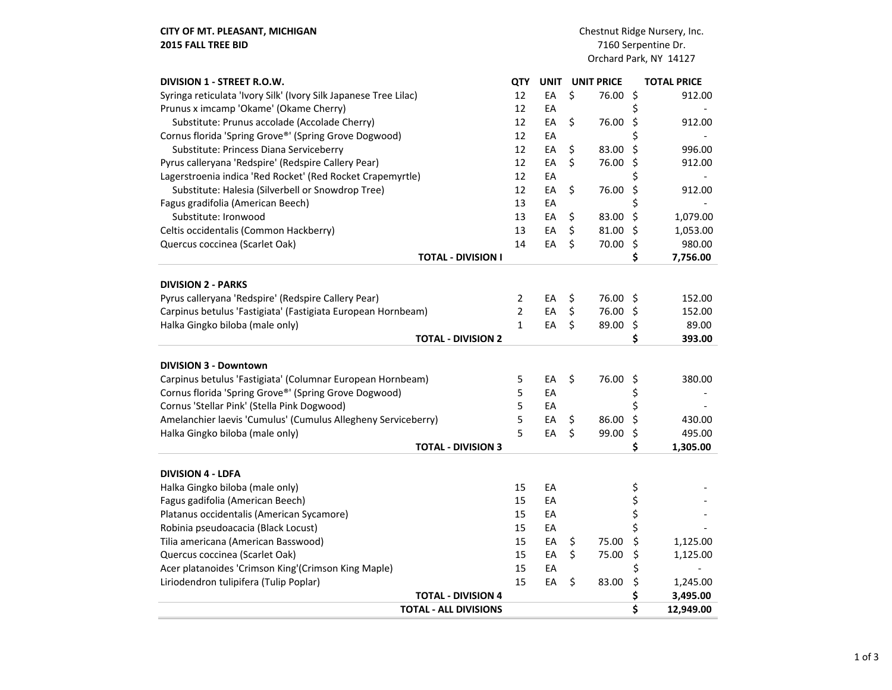**CITY OF MT. PLEASANT, MICHIGAN**
**2015 FALL TREE BID**

Chestnut Ridge Nursery, Inc.
7160 Serpentine Dr.
Orchard Park, NY 14127

| DIVISION 1 - STREET R.O.W. | QTY | UNIT | UNIT PRICE | TOTAL PRICE |
|---|---|---|---|---|
| Syringa reticulata 'Ivory Silk' (Ivory Silk Japanese Tree Lilac) | 12 | EA | $ 76.00 | $ 912.00 |
| Prunus x imcamp 'Okame' (Okame Cherry) | 12 | EA | | $ - |
| Substitute: Prunus accolade (Accolade Cherry) | 12 | EA | $ 76.00 | $ 912.00 |
| Cornus florida 'Spring Grove®' (Spring Grove Dogwood) | 12 | EA | | $ - |
| Substitute: Princess Diana Serviceberry | 12 | EA | $ 83.00 | $ 996.00 |
| Pyrus calleryana 'Redspire' (Redspire Callery Pear) | 12 | EA | $ 76.00 | $ 912.00 |
| Lagerstroemia indica 'Red Rocket' (Red Rocket Crapemyrtle) | 12 | EA | | $ - |
| Substitute: Halesia (Silverbell or Snowdrop Tree) | 12 | EA | $ 76.00 | $ 912.00 |
| Fagus gradifolia (American Beech) | 13 | EA | | $ - |
| Substitute: Ironwood | 13 | EA | $ 83.00 | $ 1,079.00 |
| Celtis occidentalis (Common Hackberry) | 13 | EA | $ 81.00 | $ 1,053.00 |
| Quercus coccinea (Scarlet Oak) | 14 | EA | $ 70.00 | $ 980.00 |
| **TOTAL - DIVISION I** | | | | **$ 7,756.00** |
| | | | | |
| **DIVISION 2 - PARKS** | | | | |
| Pyrus calleryana 'Redspire' (Redspire Callery Pear) | 2 | EA | $ 76.00 | $ 152.00 |
| Carpinus betulus 'Fastigiata' (Fastigiata European Hornbeam) | 2 | EA | $ 76.00 | $ 152.00 |
| Halka Gingko biloba (male only) | 1 | EA | $ 89.00 | $ 89.00 |
| **TOTAL - DIVISION 2** | | | | **$ 393.00** |
| | | | | |
| **DIVISION 3 - Downtown** | | | | |
| Carpinus betulus 'Fastigiata' (Columnar European Hornbeam) | 5 | EA | $ 76.00 | $ 380.00 |
| Cornus florida 'Spring Grove®' (Spring Grove Dogwood) | 5 | EA | | $ - |
| Cornus 'Stellar Pink' (Stella Pink Dogwood) | 5 | EA | | $ - |
| Amelanchier laevis 'Cumulus' (Cumulus Allegheny Serviceberry) | 5 | EA | $ 86.00 | $ 430.00 |
| Halka Gingko biloba (male only) | 5 | EA | $ 99.00 | $ 495.00 |
| **TOTAL - DIVISION 3** | | | | **$ 1,305.00** |
| | | | | |
| **DIVISION 4 - LDFA** | | | | |
| Halka Gingko biloba (male only) | 15 | EA | | $ - |
| Fagus gadifolia (American Beech) | 15 | EA | | $ - |
| Platanus occidentalis (American Sycamore) | 15 | EA | | $ - |
| Robinia pseudoacacia (Black Locust) | 15 | EA | | $ - |
| Tilia americana (American Basswood) | 15 | EA | $ 75.00 | $ 1,125.00 |
| Quercus coccinea (Scarlet Oak) | 15 | EA | $ 75.00 | $ 1,125.00 |
| Acer platanoides 'Crimson King'(Crimson King Maple) | 15 | EA | | $ - |
| Liriodendron tulipifera (Tulip Poplar) | 15 | EA | $ 83.00 | $ 1,245.00 |
| **TOTAL - DIVISION 4** | | | | **$ 3,495.00** |
| **TOTAL - ALL DIVISIONS** | | | | **$ 12,949.00** |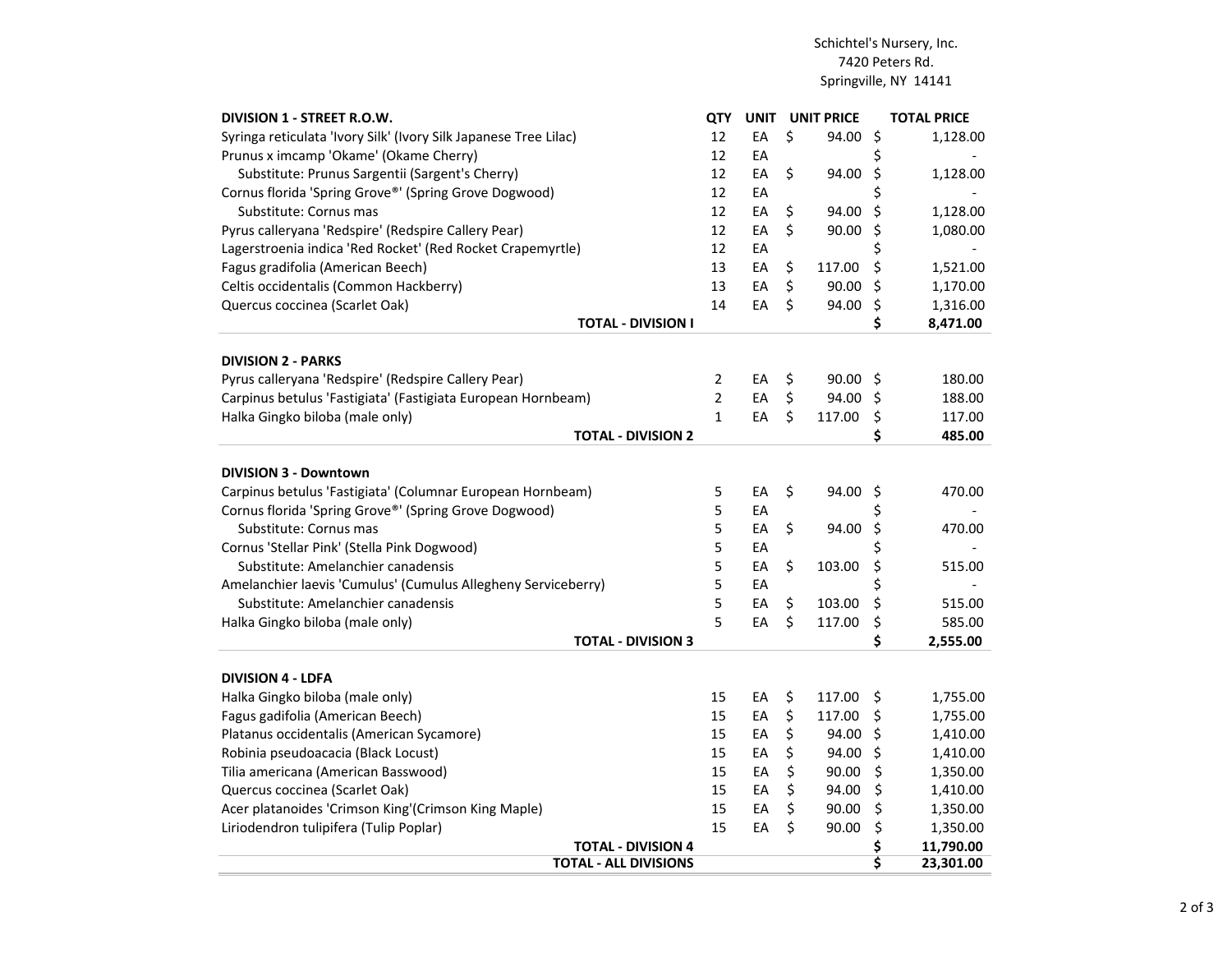Schichtel's Nursery, Inc.
7420 Peters Rd.
Springville, NY 14141

| DIVISION 1 - STREET R.O.W. | QTY | UNIT | UNIT PRICE | TOTAL PRICE |
|---|---|---|---|---|
| Syringa reticulata 'Ivory Silk' (Ivory Silk Japanese Tree Lilac) | 12 | EA | $ 94.00 | $ 1,128.00 |
| Prunus x imcamp 'Okame' (Okame Cherry) | 12 | EA | | $ - |
| Substitute: Prunus Sargentii (Sargent's Cherry) | 12 | EA | $ 94.00 | $ 1,128.00 |
| Cornus florida 'Spring Grove®' (Spring Grove Dogwood) | 12 | EA | | $ - |
| Substitute: Cornus mas | 12 | EA | $ 94.00 | $ 1,128.00 |
| Pyrus calleryana 'Redspire' (Redspire Callery Pear) | 12 | EA | $ 90.00 | $ 1,080.00 |
| Lagerstroenia indica 'Red Rocket' (Red Rocket Crapemyrtle) | 12 | EA | | $ - |
| Fagus gradifolia (American Beech) | 13 | EA | $ 117.00 | $ 1,521.00 |
| Celtis occidentalis (Common Hackberry) | 13 | EA | $ 90.00 | $ 1,170.00 |
| Quercus coccinea (Scarlet Oak) | 14 | EA | $ 94.00 | $ 1,316.00 |
| **TOTAL - DIVISION I** | | | | **$ 8,471.00** |

| DIVISION 2 - PARKS | QTY | UNIT | UNIT PRICE | TOTAL PRICE |
|---|---|---|---|---|
| Pyrus calleryana 'Redspire' (Redspire Callery Pear) | 2 | EA | $ 90.00 | $ 180.00 |
| Carpinus betulus 'Fastigiata' (Fastigiata European Hornbeam) | 2 | EA | $ 94.00 | $ 188.00 |
| Halka Gingko biloba (male only) | 1 | EA | $ 117.00 | $ 117.00 |
| **TOTAL - DIVISION 2** | | | | **$ 485.00** |

| DIVISION 3 - Downtown | QTY | UNIT | UNIT PRICE | TOTAL PRICE |
|---|---|---|---|---|
| Carpinus betulus 'Fastigiata' (Columnar European Hornbeam) | 5 | EA | $ 94.00 | $ 470.00 |
| Cornus florida 'Spring Grove®' (Spring Grove Dogwood) | 5 | EA | | $ - |
| Substitute: Cornus mas | 5 | EA | $ 94.00 | $ 470.00 |
| Cornus 'Stellar Pink' (Stella Pink Dogwood) | 5 | EA | | $ - |
| Substitute: Amelanchier canadensis | 5 | EA | $ 103.00 | $ 515.00 |
| Amelanchier laevis 'Cumulus' (Cumulus Allegheny Serviceberry) | 5 | EA | | $ - |
| Substitute: Amelanchier canadensis | 5 | EA | $ 103.00 | $ 515.00 |
| Halka Gingko biloba (male only) | 5 | EA | $ 117.00 | $ 585.00 |
| **TOTAL - DIVISION 3** | | | | **$ 2,555.00** |

| DIVISION 4 - LDFA | QTY | UNIT | UNIT PRICE | TOTAL PRICE |
|---|---|---|---|---|
| Halka Gingko biloba (male only) | 15 | EA | $ 117.00 | $ 1,755.00 |
| Fagus gadifolia (American Beech) | 15 | EA | $ 117.00 | $ 1,755.00 |
| Platanus occidentalis (American Sycamore) | 15 | EA | $ 94.00 | $ 1,410.00 |
| Robinia pseudoacacia (Black Locust) | 15 | EA | $ 94.00 | $ 1,410.00 |
| Tilia americana (American Basswood) | 15 | EA | $ 90.00 | $ 1,350.00 |
| Quercus coccinea (Scarlet Oak) | 15 | EA | $ 94.00 | $ 1,410.00 |
| Acer platanoides 'Crimson King'(Crimson King Maple) | 15 | EA | $ 90.00 | $ 1,350.00 |
| Liriodendron tulipifera (Tulip Poplar) | 15 | EA | $ 90.00 | $ 1,350.00 |
| **TOTAL - DIVISION 4** | | | | **$ 11,790.00** |
| **TOTAL - ALL DIVISIONS** | | | | **$ 23,301.00** |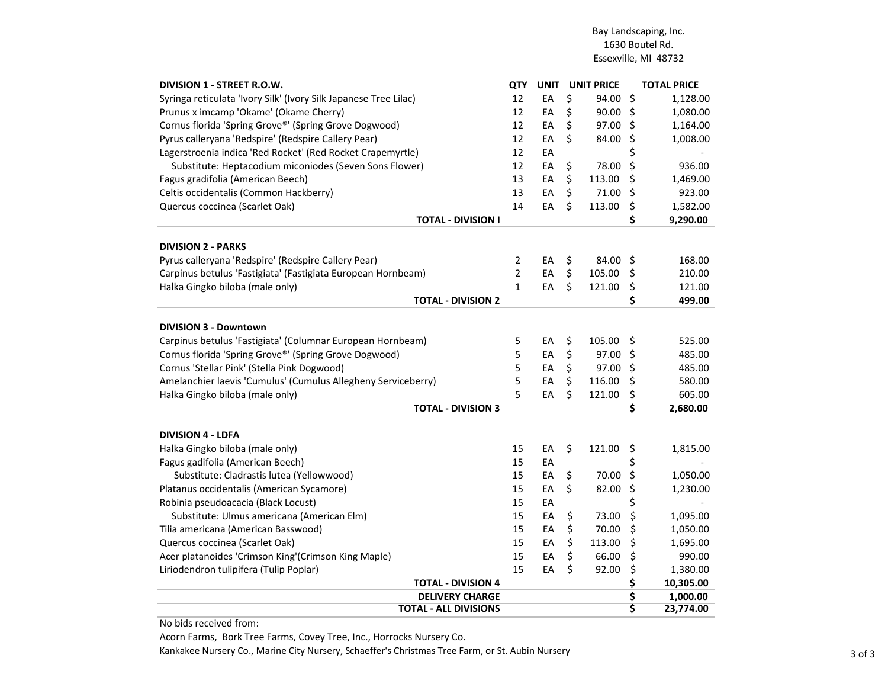Bay Landscaping, Inc.
1630 Boutel Rd.
Essexville, MI 48732

| DIVISION 1 - STREET R.O.W. | QTY | UNIT | UNIT PRICE | TOTAL PRICE |
|---|---|---|---|---|
| Syringa reticulata 'Ivory Silk' (Ivory Silk Japanese Tree Lilac) | 12 | EA | $ 94.00 | $ 1,128.00 |
| Prunus x imcamp 'Okame' (Okame Cherry) | 12 | EA | $ 90.00 | $ 1,080.00 |
| Cornus florida 'Spring Grove®' (Spring Grove Dogwood) | 12 | EA | $ 97.00 | $ 1,164.00 |
| Pyrus calleryana 'Redspire' (Redspire Callery Pear) | 12 | EA | $ 84.00 | $ 1,008.00 |
| Lagerstroenia indica 'Red Rocket' (Red Rocket Crapemyrtle) | 12 | EA | | $ - |
| Substitute: Heptacodium miconiodes (Seven Sons Flower) | 12 | EA | $ 78.00 | $ 936.00 |
| Fagus gradifolia (American Beech) | 13 | EA | $ 113.00 | $ 1,469.00 |
| Celtis occidentalis (Common Hackberry) | 13 | EA | $ 71.00 | $ 923.00 |
| Quercus coccinea (Scarlet Oak) | 14 | EA | $ 113.00 | $ 1,582.00 |
| **TOTAL - DIVISION I** | | | | **$ 9,290.00** |

| DIVISION 2 - PARKS | QTY | UNIT | UNIT PRICE | TOTAL PRICE |
|---|---|---|---|---|
| Pyrus calleryana 'Redspire' (Redspire Callery Pear) | 2 | EA | $ 84.00 | $ 168.00 |
| Carpinus betulus 'Fastigiata' (Fastigiata European Hornbeam) | 2 | EA | $ 105.00 | $ 210.00 |
| Halka Gingko biloba (male only) | 1 | EA | $ 121.00 | $ 121.00 |
| **TOTAL - DIVISION 2** | | | | **$ 499.00** |

| DIVISION 3 - Downtown | QTY | UNIT | UNIT PRICE | TOTAL PRICE |
|---|---|---|---|---|
| Carpinus betulus 'Fastigiata' (Columnar European Hornbeam) | 5 | EA | $ 105.00 | $ 525.00 |
| Cornus florida 'Spring Grove®' (Spring Grove Dogwood) | 5 | EA | $ 97.00 | $ 485.00 |
| Cornus 'Stellar Pink' (Stella Pink Dogwood) | 5 | EA | $ 97.00 | $ 485.00 |
| Amelanchier laevis 'Cumulus' (Cumulus Allegheny Serviceberry) | 5 | EA | $ 116.00 | $ 580.00 |
| Halka Gingko biloba (male only) | 5 | EA | $ 121.00 | $ 605.00 |
| **TOTAL - DIVISION 3** | | | | **$ 2,680.00** |

| DIVISION 4 - LDFA | QTY | UNIT | UNIT PRICE | TOTAL PRICE |
|---|---|---|---|---|
| Halka Gingko biloba (male only) | 15 | EA | $ 121.00 | $ 1,815.00 |
| Fagus gadifolia (American Beech) | 15 | EA | | $ - |
| Substitute: Cladrastis lutea (Yellowwood) | 15 | EA | $ 70.00 | $ 1,050.00 |
| Platanus occidentalis (American Sycamore) | 15 | EA | $ 82.00 | $ 1,230.00 |
| Robinia pseudoacacia (Black Locust) | 15 | EA | | $ - |
| Substitute: Ulmus americana (American Elm) | 15 | EA | $ 73.00 | $ 1,095.00 |
| Tilia americana (American Basswood) | 15 | EA | $ 70.00 | $ 1,050.00 |
| Quercus coccinea (Scarlet Oak) | 15 | EA | $ 113.00 | $ 1,695.00 |
| Acer platanoides 'Crimson King'(Crimson King Maple) | 15 | EA | $ 66.00 | $ 990.00 |
| Liriodendron tulipifera (Tulip Poplar) | 15 | EA | $ 92.00 | $ 1,380.00 |
| **TOTAL - DIVISION 4** | | | | **$ 10,305.00** |
| **DELIVERY CHARGE** | | | | **$ 1,000.00** |
| **TOTAL - ALL DIVISIONS** | | | | **$ 23,774.00** |

No bids received from:

Acorn Farms, Bork Tree Farms, Covey Tree, Inc., Horrocks Nursery Co.

Kankakee Nursery Co., Marine City Nursery, Schaeffer's Christmas Tree Farm, or St. Aubin Nursery